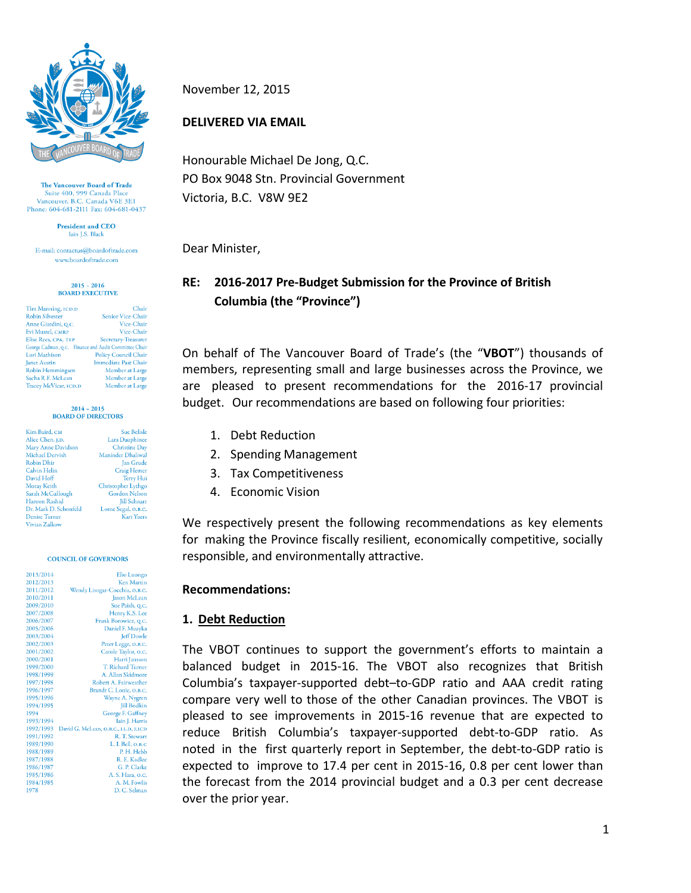The Vancouver Board of Trade
Suite 400, 999 Canada Place
Vancouver, B.C. Canada V6E 3E1
Phone: 604-681-2111 Fax: 604-681-0437

**President and CEO**
Iain J.S. Black

E-mail: contactus@boardoftrade.com
www.boardoftrade.com

**2015 – 2016 BOARD EXECUTIVE**

| | |
|---|---|
| Tim Manning, ICD.D | Chair |
| Robin Silvester | Senior Vice-Chair |
| Anne Giardini, Q.C. | Vice-Chair |
| Evi Mustel, CMRP | Vice-Chair |
| Elise Rees, CPA, TEP | Secretary-Treasurer |
| George Cadman, Q.C. | Finance and Audit Committee Chair |
| Lori Mathison | Policy Council Chair |
| Janet Austin | Immediate Past Chair |
| Robin Hemmingsen | Member at Large |
| Sacha R.F. McLean | Member at Large |
| Tracey McVicar, ICD.D | Member at Large |

**2014 – 2015 BOARD OF DIRECTORS**

| | |
|---|---|
| Kim Baird, CM | Sue Belisle |
| Alice Chen, J.D. | Lara Dauphinee |
| Mary Anne Davidson | Christine Day |
| Michael Dervish | Maninder Dhaliwal |
| Robin Dhir | Jan Grude |
| Calvin Helin | Craig Hemer |
| David Hoff | Terry Hui |
| Moray Keith | Christopher Lythgo |
| Sarah McCullough | Gordon Nelson |
| Haroon Rashid | Jill Schnarr |
| Dr. Mark D. Schonfeld | Lorne Segal, O.B.C. |
| Denise Turner | Kari Yuers |
| Vivian Zalkow | |

**COUNCIL OF GOVERNORS**

| | |
|---|---|
| 2013/2014 | Elio Luongo |
| 2012/2013 | Ken Martin |
| 2011/2012 | Wendy Lisogar-Cocchia, O.B.C. |
| 2010/2011 | Jason McLean |
| 2009/2010 | Sue Paish, Q.C. |
| 2007/2008 | Henry K.S. Lee |
| 2006/2007 | Frank Borowicz, Q.C. |
| 2005/2006 | Daniel F. Muzyka |
| 2003/2004 | Jeff Dowle |
| 2002/2003 | Peter Legge, O.B.C. |
| 2001/2002 | Carole Taylor, O.C. |
| 2000/2001 | Harri Jansson |
| 1999/2000 | T. Richard Turner |
| 1998/1999 | A. Allan Skidmore |
| 1997/1998 | Robert A. Fairweather |
| 1996/1997 | Brandt C. Louie, O.B.C. |
| 1995/1996 | Wayne A. Nygren |
| 1994/1995 | Jill Bodkin |
| 1994 | George F. Gaffney |
| 1993/1994 | Iain J. Harris |
| 1992/1993 | David G. McLean, O.B.C., LL.D, F.ICD |
| 1991/1992 | R. T. Stewart |
| 1989/1990 | L. I. Bell, O.B.C |
| 1988/1989 | P. H. Hebb |
| 1987/1988 | R. E. Kadlec |
| 1986/1987 | G. P. Clarke |
| 1985/1986 | A. S. Hara, O.C. |
| 1984/1985 | A. M. Fowlis |
| 1978 | D. C. Selman |

November 12, 2015

**DELIVERED VIA EMAIL**

Honourable Michael De Jong, Q.C.
PO Box 9048 Stn. Provincial Government
Victoria, B.C. V8W 9E2

Dear Minister,

**RE: 2016-2017 Pre-Budget Submission for the Province of British Columbia (the "Province")**

On behalf of The Vancouver Board of Trade's (the "**VBOT**") thousands of members, representing small and large businesses across the Province, we are pleased to present recommendations for the 2016-17 provincial budget. Our recommendations are based on following four priorities:

1. Debt Reduction
2. Spending Management
3. Tax Competitiveness
4. Economic Vision

We respectively present the following recommendations as key elements for making the Province fiscally resilient, economically competitive, socially responsible, and environmentally attractive.

**Recommendations:**

**1. Debt Reduction**

The VBOT continues to support the government's efforts to maintain a balanced budget in 2015-16. The VBOT also recognizes that British Columbia's taxpayer-supported debt–to-GDP ratio and AAA credit rating compare very well to those of the other Canadian provinces. The VBOT is pleased to see improvements in 2015-16 revenue that are expected to reduce British Columbia's taxpayer-supported debt-to-GDP ratio. As noted in the first quarterly report in September, the debt-to-GDP ratio is expected to improve to 17.4 per cent in 2015-16, 0.8 per cent lower than the forecast from the 2014 provincial budget and a 0.3 per cent decrease over the prior year.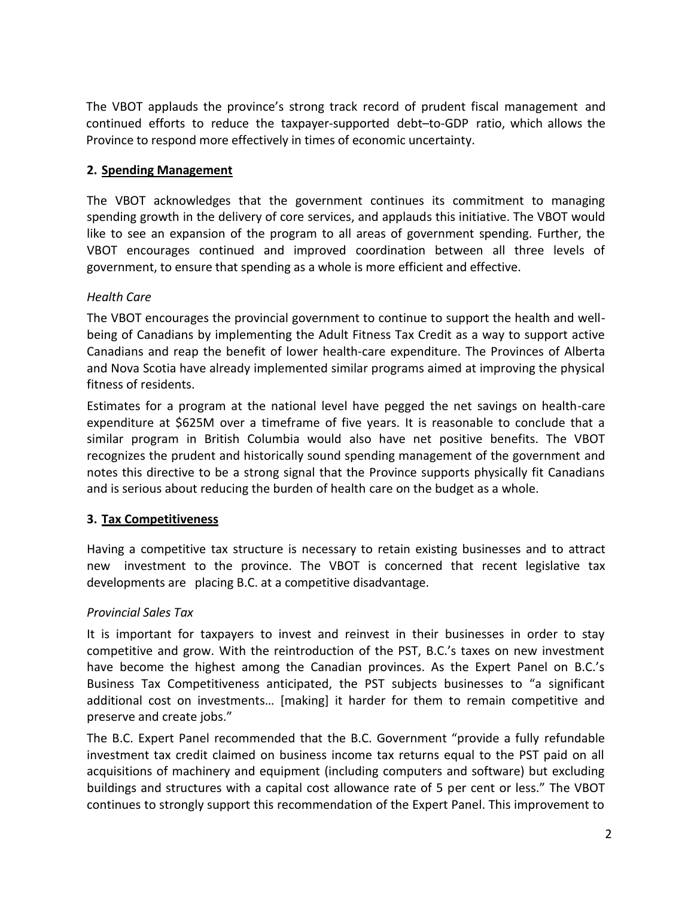The VBOT applauds the province's strong track record of prudent fiscal management and continued efforts to reduce the taxpayer-supported debt–to-GDP ratio, which allows the Province to respond more effectively in times of economic uncertainty.

## 2. Spending Management

The VBOT acknowledges that the government continues its commitment to managing spending growth in the delivery of core services, and applauds this initiative. The VBOT would like to see an expansion of the program to all areas of government spending. Further, the VBOT encourages continued and improved coordination between all three levels of government, to ensure that spending as a whole is more efficient and effective.

### *Health Care*

The VBOT encourages the provincial government to continue to support the health and well-being of Canadians by implementing the Adult Fitness Tax Credit as a way to support active Canadians and reap the benefit of lower health-care expenditure. The Provinces of Alberta and Nova Scotia have already implemented similar programs aimed at improving the physical fitness of residents.

Estimates for a program at the national level have pegged the net savings on health-care expenditure at $625M over a timeframe of five years. It is reasonable to conclude that a similar program in British Columbia would also have net positive benefits. The VBOT recognizes the prudent and historically sound spending management of the government and notes this directive to be a strong signal that the Province supports physically fit Canadians and is serious about reducing the burden of health care on the budget as a whole.

## 3. Tax Competitiveness

Having a competitive tax structure is necessary to retain existing businesses and to attract new investment to the province. The VBOT is concerned that recent legislative tax developments are placing B.C. at a competitive disadvantage.

### *Provincial Sales Tax*

It is important for taxpayers to invest and reinvest in their businesses in order to stay competitive and grow. With the reintroduction of the PST, B.C.'s taxes on new investment have become the highest among the Canadian provinces. As the Expert Panel on B.C.'s Business Tax Competitiveness anticipated, the PST subjects businesses to "a significant additional cost on investments… [making] it harder for them to remain competitive and preserve and create jobs."

The B.C. Expert Panel recommended that the B.C. Government "provide a fully refundable investment tax credit claimed on business income tax returns equal to the PST paid on all acquisitions of machinery and equipment (including computers and software) but excluding buildings and structures with a capital cost allowance rate of 5 per cent or less." The VBOT continues to strongly support this recommendation of the Expert Panel. This improvement to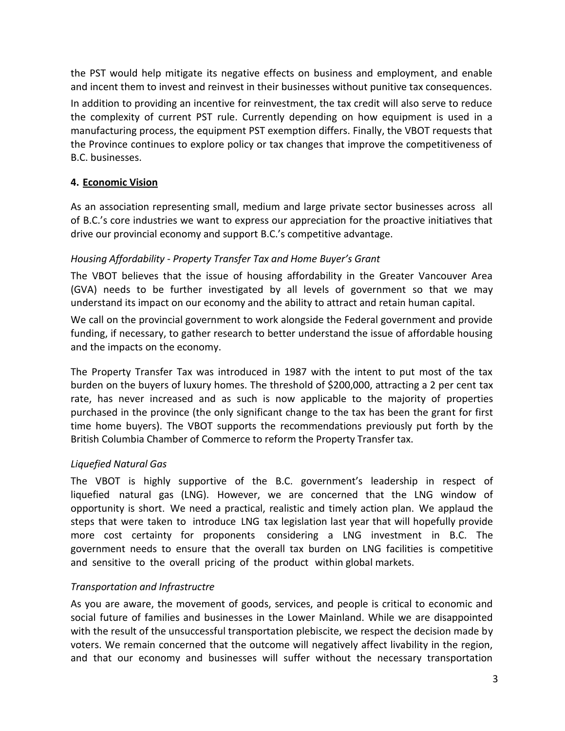the PST would help mitigate its negative effects on business and employment, and enable and incent them to invest and reinvest in their businesses without punitive tax consequences. In addition to providing an incentive for reinvestment, the tax credit will also serve to reduce the complexity of current PST rule. Currently depending on how equipment is used in a manufacturing process, the equipment PST exemption differs. Finally, the VBOT requests that the Province continues to explore policy or tax changes that improve the competitiveness of B.C. businesses.

## 4. Economic Vision

As an association representing small, medium and large private sector businesses across all of B.C.'s core industries we want to express our appreciation for the proactive initiatives that drive our provincial economy and support B.C.'s competitive advantage.

*Housing Affordability - Property Transfer Tax and Home Buyer's Grant*

The VBOT believes that the issue of housing affordability in the Greater Vancouver Area (GVA) needs to be further investigated by all levels of government so that we may understand its impact on our economy and the ability to attract and retain human capital.

We call on the provincial government to work alongside the Federal government and provide funding, if necessary, to gather research to better understand the issue of affordable housing and the impacts on the economy.

The Property Transfer Tax was introduced in 1987 with the intent to put most of the tax burden on the buyers of luxury homes. The threshold of $200,000, attracting a 2 per cent tax rate, has never increased and as such is now applicable to the majority of properties purchased in the province (the only significant change to the tax has been the grant for first time home buyers). The VBOT supports the recommendations previously put forth by the British Columbia Chamber of Commerce to reform the Property Transfer tax.

*Liquefied Natural Gas*

The VBOT is highly supportive of the B.C. government's leadership in respect of liquefied natural gas (LNG). However, we are concerned that the LNG window of opportunity is short. We need a practical, realistic and timely action plan. We applaud the steps that were taken to introduce LNG tax legislation last year that will hopefully provide more cost certainty for proponents considering a LNG investment in B.C. The government needs to ensure that the overall tax burden on LNG facilities is competitive and sensitive to the overall pricing of the product within global markets.

*Transportation and Infrastructre*

As you are aware, the movement of goods, services, and people is critical to economic and social future of families and businesses in the Lower Mainland. While we are disappointed with the result of the unsuccessful transportation plebiscite, we respect the decision made by voters. We remain concerned that the outcome will negatively affect livability in the region, and that our economy and businesses will suffer without the necessary transportation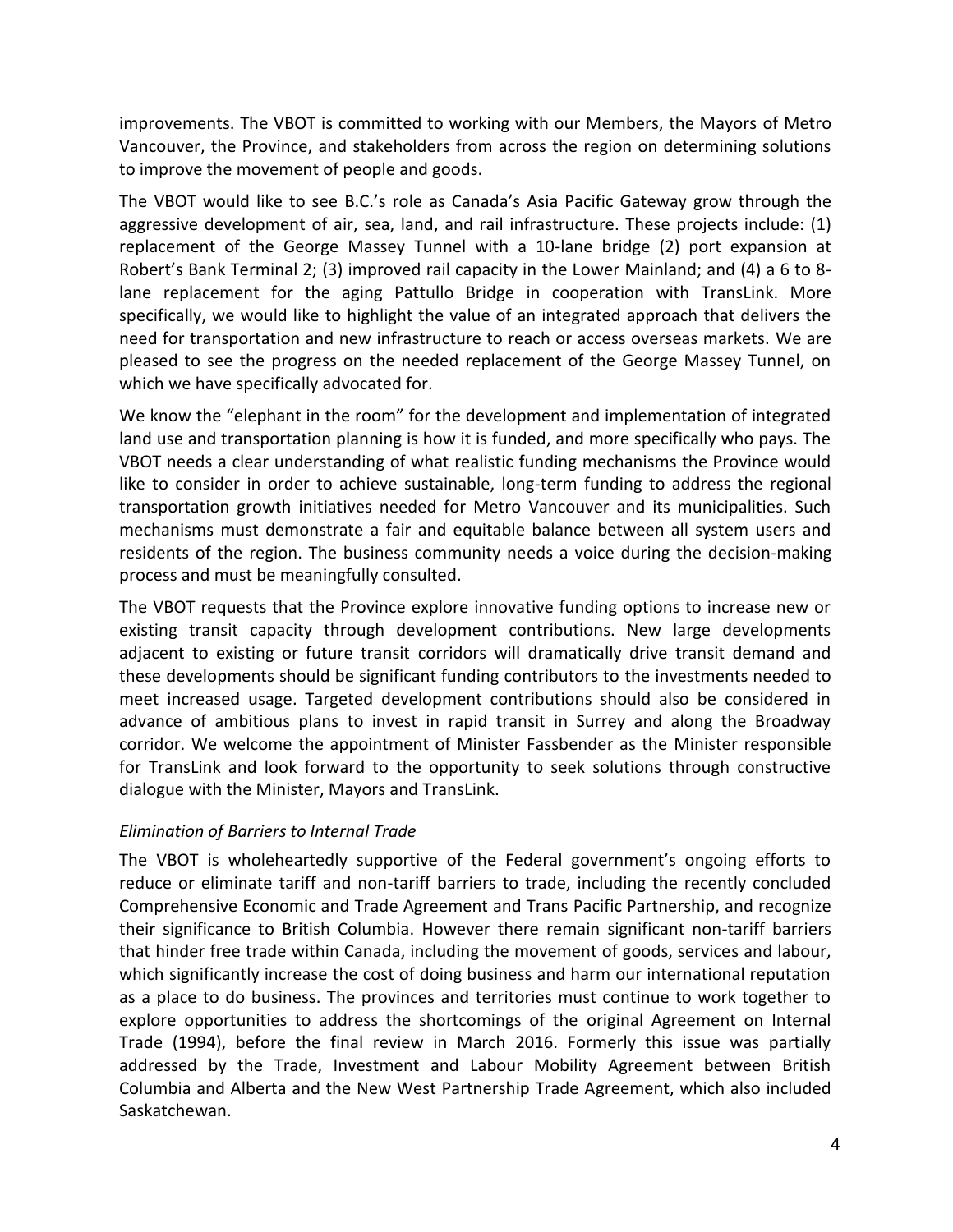improvements. The VBOT is committed to working with our Members, the Mayors of Metro Vancouver, the Province, and stakeholders from across the region on determining solutions to improve the movement of people and goods.

The VBOT would like to see B.C.'s role as Canada's Asia Pacific Gateway grow through the aggressive development of air, sea, land, and rail infrastructure. These projects include: (1) replacement of the George Massey Tunnel with a 10-lane bridge (2) port expansion at Robert's Bank Terminal 2; (3) improved rail capacity in the Lower Mainland; and (4) a 6 to 8-lane replacement for the aging Pattullo Bridge in cooperation with TransLink. More specifically, we would like to highlight the value of an integrated approach that delivers the need for transportation and new infrastructure to reach or access overseas markets. We are pleased to see the progress on the needed replacement of the George Massey Tunnel, on which we have specifically advocated for.

We know the "elephant in the room" for the development and implementation of integrated land use and transportation planning is how it is funded, and more specifically who pays. The VBOT needs a clear understanding of what realistic funding mechanisms the Province would like to consider in order to achieve sustainable, long-term funding to address the regional transportation growth initiatives needed for Metro Vancouver and its municipalities. Such mechanisms must demonstrate a fair and equitable balance between all system users and residents of the region. The business community needs a voice during the decision-making process and must be meaningfully consulted.

The VBOT requests that the Province explore innovative funding options to increase new or existing transit capacity through development contributions. New large developments adjacent to existing or future transit corridors will dramatically drive transit demand and these developments should be significant funding contributors to the investments needed to meet increased usage. Targeted development contributions should also be considered in advance of ambitious plans to invest in rapid transit in Surrey and along the Broadway corridor. We welcome the appointment of Minister Fassbender as the Minister responsible for TransLink and look forward to the opportunity to seek solutions through constructive dialogue with the Minister, Mayors and TransLink.

*Elimination of Barriers to Internal Trade*

The VBOT is wholeheartedly supportive of the Federal government's ongoing efforts to reduce or eliminate tariff and non-tariff barriers to trade, including the recently concluded Comprehensive Economic and Trade Agreement and Trans Pacific Partnership, and recognize their significance to British Columbia. However there remain significant non-tariff barriers that hinder free trade within Canada, including the movement of goods, services and labour, which significantly increase the cost of doing business and harm our international reputation as a place to do business. The provinces and territories must continue to work together to explore opportunities to address the shortcomings of the original Agreement on Internal Trade (1994), before the final review in March 2016. Formerly this issue was partially addressed by the Trade, Investment and Labour Mobility Agreement between British Columbia and Alberta and the New West Partnership Trade Agreement, which also included Saskatchewan.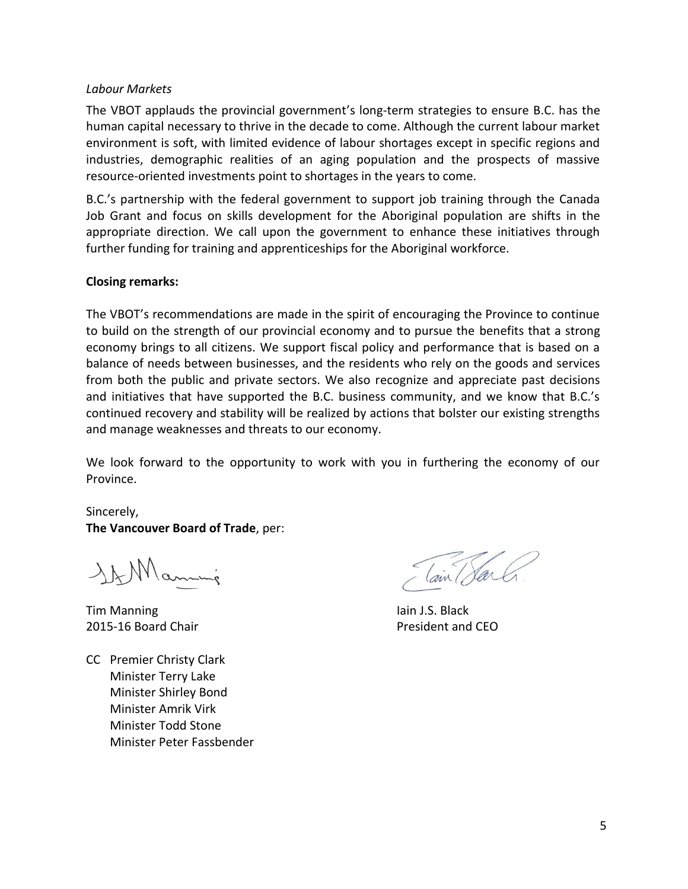*Labour Markets*

The VBOT applauds the provincial government's long-term strategies to ensure B.C. has the human capital necessary to thrive in the decade to come. Although the current labour market environment is soft, with limited evidence of labour shortages except in specific regions and industries, demographic realities of an aging population and the prospects of massive resource-oriented investments point to shortages in the years to come.

B.C.'s partnership with the federal government to support job training through the Canada Job Grant and focus on skills development for the Aboriginal population are shifts in the appropriate direction. We call upon the government to enhance these initiatives through further funding for training and apprenticeships for the Aboriginal workforce.

**Closing remarks:**

The VBOT's recommendations are made in the spirit of encouraging the Province to continue to build on the strength of our provincial economy and to pursue the benefits that a strong economy brings to all citizens. We support fiscal policy and performance that is based on a balance of needs between businesses, and the residents who rely on the goods and services from both the public and private sectors. We also recognize and appreciate past decisions and initiatives that have supported the B.C. business community, and we know that B.C.'s continued recovery and stability will be realized by actions that bolster our existing strengths and manage weaknesses and threats to our economy.

We look forward to the opportunity to work with you in furthering the economy of our Province.

Sincerely,
**The Vancouver Board of Trade**, per:

Tim Manning
2015-16 Board Chair

Iain J.S. Black
President and CEO

CC Premier Christy Clark
Minister Terry Lake
Minister Shirley Bond
Minister Amrik Virk
Minister Todd Stone
Minister Peter Fassbender